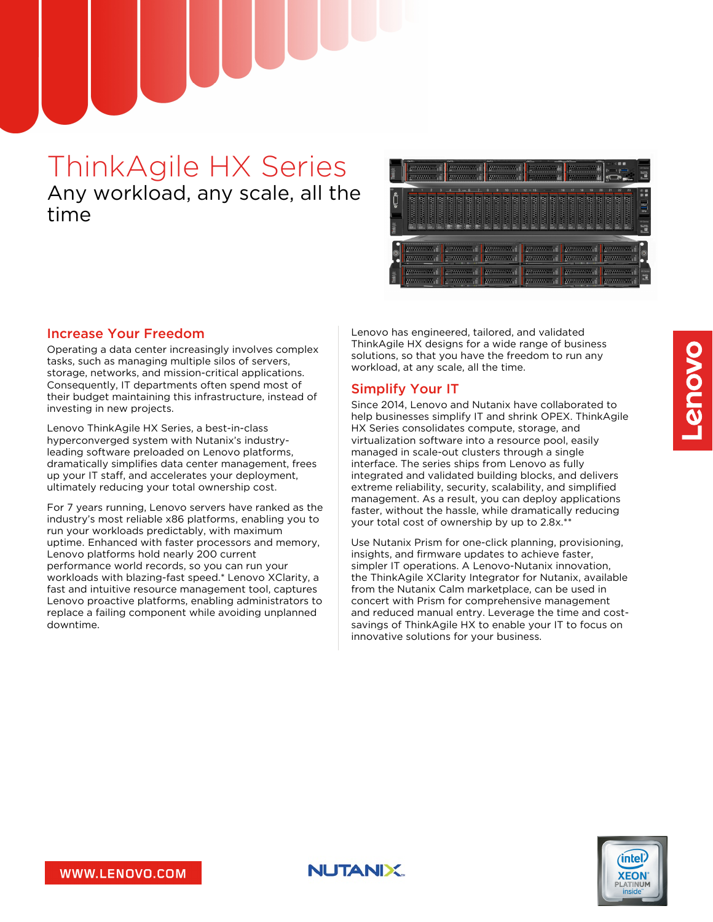# ThinkAgile HX Series

Any workload, any scale, all the time

## Increase Your Freedom

Operating a data center increasingly involves complex tasks, such as managing multiple silos of servers, storage, networks, and mission-critical applications. Consequently, IT departments often spend most of their budget maintaining this infrastructure, instead of investing in new projects.

Lenovo ThinkAgile HX Series, a best-in-class hyperconverged system with Nutanix's industry-leading software preloaded on Lenovo platforms, dramatically simplifies data center management, frees up your IT staff, and accelerates your deployment, ultimately reducing your total ownership cost.

For 7 years running, Lenovo servers have ranked as the industry's most reliable x86 platforms, enabling you to run your workloads predictably, with maximum uptime. Enhanced with faster processors and memory, Lenovo platforms hold nearly 200 current performance world records, so you can run your workloads with blazing-fast speed.* Lenovo XClarity, a fast and intuitive resource management tool, captures Lenovo proactive platforms, enabling administrators to replace a failing component while avoiding unplanned downtime.

Lenovo has engineered, tailored, and validated ThinkAgile HX designs for a wide range of business solutions, so that you have the freedom to run any workload, at any scale, all the time.

## Simplify Your IT

Since 2014, Lenovo and Nutanix have collaborated to help businesses simplify IT and shrink OPEX. ThinkAgile HX Series consolidates compute, storage, and virtualization software into a resource pool, easily managed in scale-out clusters through a single interface. The series ships from Lenovo as fully integrated and validated building blocks, and delivers extreme reliability, security, scalability, and simplified management. As a result, you can deploy applications faster, without the hassle, while dramatically reducing your total cost of ownership by up to 2.8x.**

Use Nutanix Prism for one-click planning, provisioning, insights, and firmware updates to achieve faster, simpler IT operations. A Lenovo-Nutanix innovation, the ThinkAgile XClarity Integrator for Nutanix, available from the Nutanix Calm marketplace, can be used in concert with Prism for comprehensive management and reduced manual entry. Leverage the time and cost-savings of ThinkAgile HX to enable your IT to focus on innovative solutions for your business.

WWW.LENOVO.COM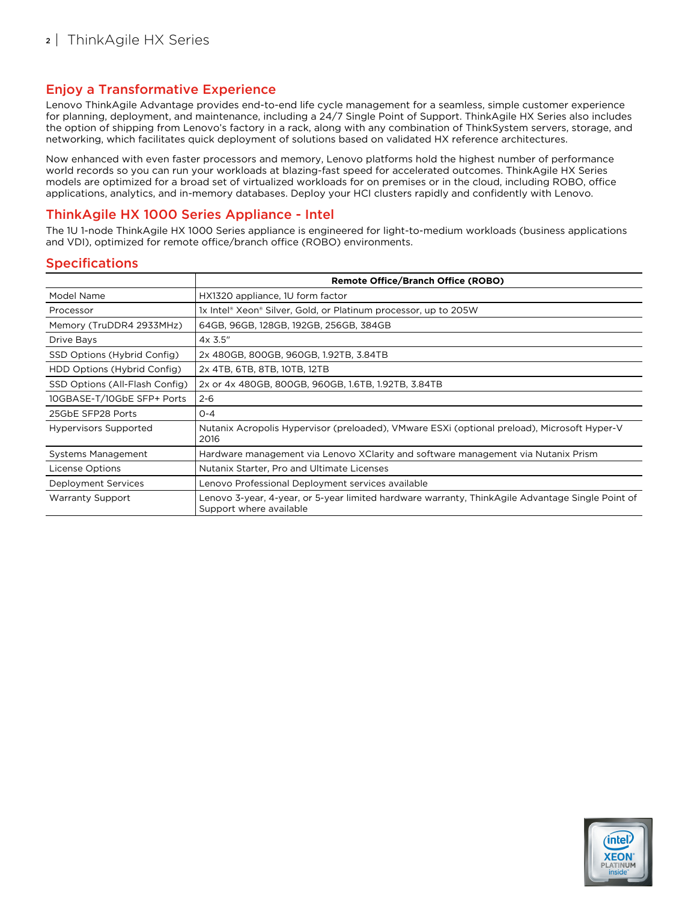## Enjoy a Transformative Experience

Lenovo ThinkAgile Advantage provides end-to-end life cycle management for a seamless, simple customer experience for planning, deployment, and maintenance, including a 24/7 Single Point of Support. ThinkAgile HX Series also includes the option of shipping from Lenovo's factory in a rack, along with any combination of ThinkSystem servers, storage, and networking, which facilitates quick deployment of solutions based on validated HX reference architectures.

Now enhanced with even faster processors and memory, Lenovo platforms hold the highest number of performance world records so you can run your workloads at blazing-fast speed for accelerated outcomes. ThinkAgile HX Series models are optimized for a broad set of virtualized workloads for on premises or in the cloud, including ROBO, office applications, analytics, and in-memory databases. Deploy your HCI clusters rapidly and confidently with Lenovo.

## ThinkAgile HX 1000 Series Appliance - Intel

The 1U 1-node ThinkAgile HX 1000 Series appliance is engineered for light-to-medium workloads (business applications and VDI), optimized for remote office/branch office (ROBO) environments.

## Specifications

| | **Remote Office/Branch Office (ROBO)** |
|---|---|
| Model Name | HX1320 appliance, 1U form factor |
| Processor | 1x Intel® Xeon® Silver, Gold, or Platinum processor, up to 205W |
| Memory (TruDDR4 2933MHz) | 64GB, 96GB, 128GB, 192GB, 256GB, 384GB |
| Drive Bays | 4x 3.5" |
| SSD Options (Hybrid Config) | 2x 480GB, 800GB, 960GB, 1.92TB, 3.84TB |
| HDD Options (Hybrid Config) | 2x 4TB, 6TB, 8TB, 10TB, 12TB |
| SSD Options (All-Flash Config) | 2x or 4x 480GB, 800GB, 960GB, 1.6TB, 1.92TB, 3.84TB |
| 10GBASE-T/10GbE SFP+ Ports | 2-6 |
| 25GbE SFP28 Ports | 0-4 |
| Hypervisors Supported | Nutanix Acropolis Hypervisor (preloaded), VMware ESXi (optional preload), Microsoft Hyper-V 2016 |
| Systems Management | Hardware management via Lenovo XClarity and software management via Nutanix Prism |
| License Options | Nutanix Starter, Pro and Ultimate Licenses |
| Deployment Services | Lenovo Professional Deployment services available |
| Warranty Support | Lenovo 3-year, 4-year, or 5-year limited hardware warranty, ThinkAgile Advantage Single Point of Support where available |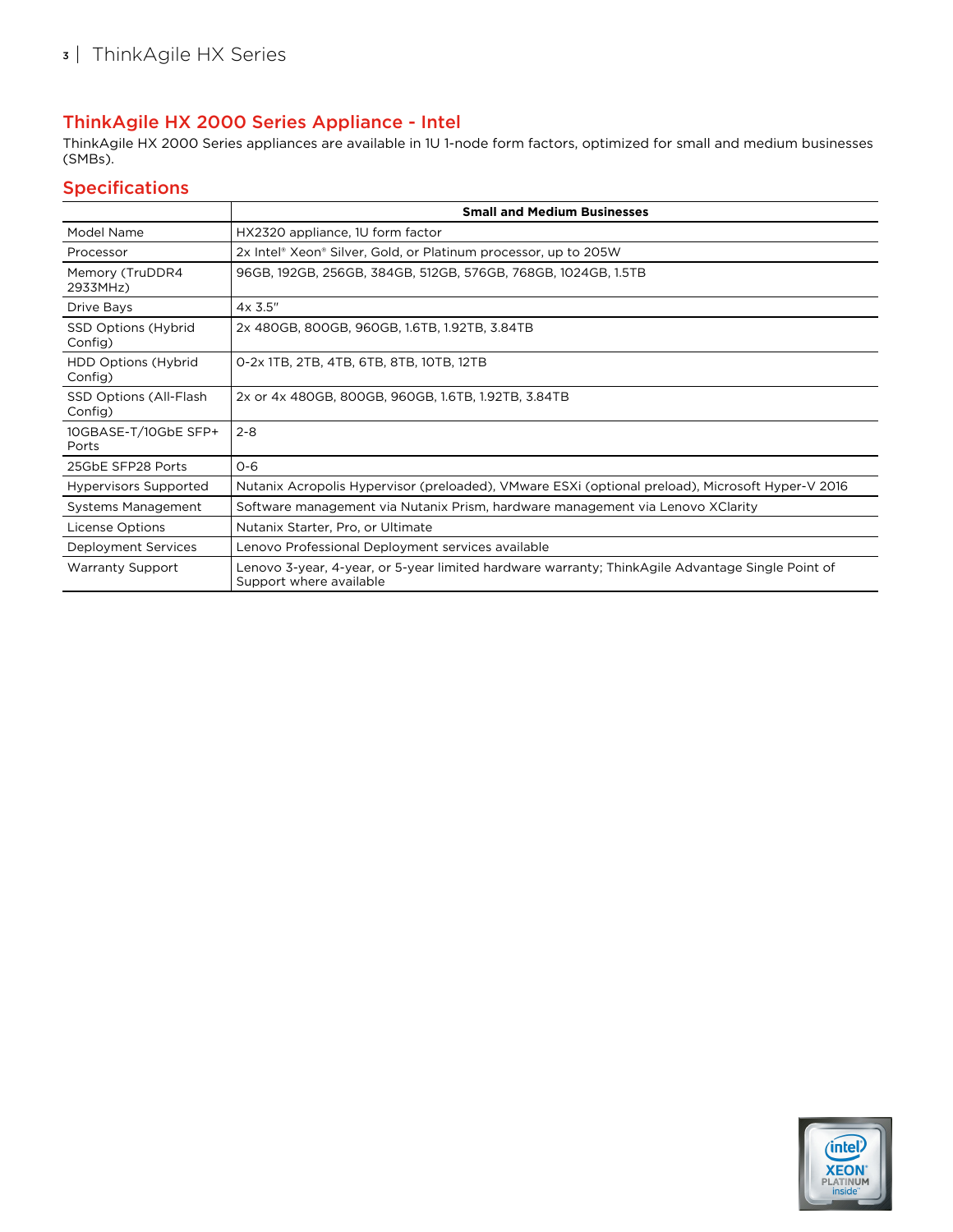## ThinkAgile HX 2000 Series Appliance - Intel

ThinkAgile HX 2000 Series appliances are available in 1U 1-node form factors, optimized for small and medium businesses (SMBs).

## Specifications

| | Small and Medium Businesses |
|---|---|
| Model Name | HX2320 appliance, 1U form factor |
| Processor | 2x Intel® Xeon® Silver, Gold, or Platinum processor, up to 205W |
| Memory (TruDDR4 2933MHz) | 96GB, 192GB, 256GB, 384GB, 512GB, 576GB, 768GB, 1024GB, 1.5TB |
| Drive Bays | 4x 3.5" |
| SSD Options (Hybrid Config) | 2x 480GB, 800GB, 960GB, 1.6TB, 1.92TB, 3.84TB |
| HDD Options (Hybrid Config) | 0-2x 1TB, 2TB, 4TB, 6TB, 8TB, 10TB, 12TB |
| SSD Options (All-Flash Config) | 2x or 4x 480GB, 800GB, 960GB, 1.6TB, 1.92TB, 3.84TB |
| 10GBASE-T/10GbE SFP+ Ports | 2-8 |
| 25GbE SFP28 Ports | 0-6 |
| Hypervisors Supported | Nutanix Acropolis Hypervisor (preloaded), VMware ESXi (optional preload), Microsoft Hyper-V 2016 |
| Systems Management | Software management via Nutanix Prism, hardware management via Lenovo XClarity |
| License Options | Nutanix Starter, Pro, or Ultimate |
| Deployment Services | Lenovo Professional Deployment services available |
| Warranty Support | Lenovo 3-year, 4-year, or 5-year limited hardware warranty; ThinkAgile Advantage Single Point of Support where available |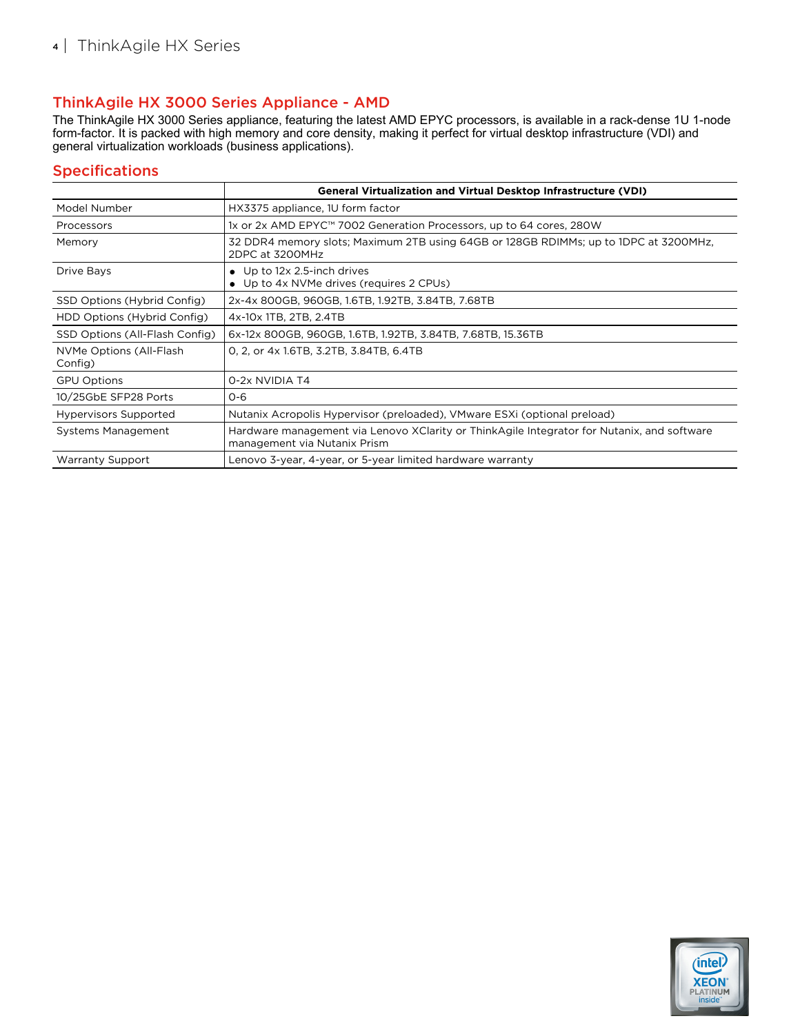## ThinkAgile HX 3000 Series Appliance - AMD

The ThinkAgile HX 3000 Series appliance, featuring the latest AMD EPYC processors, is available in a rack-dense 1U 1-node form-factor. It is packed with high memory and core density, making it perfect for virtual desktop infrastructure (VDI) and general virtualization workloads (business applications).

## Specifications

| | **General Virtualization and Virtual Desktop Infrastructure (VDI)** |
|---|---|
| Model Number | HX3375 appliance, 1U form factor |
| Processors | 1x or 2x AMD EPYC™ 7002 Generation Processors, up to 64 cores, 280W |
| Memory | 32 DDR4 memory slots; Maximum 2TB using 64GB or 128GB RDIMMs; up to 1DPC at 3200MHz, 2DPC at 3200MHz |
| Drive Bays | • Up to 12x 2.5-inch drives<br>• Up to 4x NVMe drives (requires 2 CPUs) |
| SSD Options (Hybrid Config) | 2x-4x 800GB, 960GB, 1.6TB, 1.92TB, 3.84TB, 7.68TB |
| HDD Options (Hybrid Config) | 4x-10x 1TB, 2TB, 2.4TB |
| SSD Options (All-Flash Config) | 6x-12x 800GB, 960GB, 1.6TB, 1.92TB, 3.84TB, 7.68TB, 15.36TB |
| NVMe Options (All-Flash Config) | 0, 2, or 4x 1.6TB, 3.2TB, 3.84TB, 6.4TB |
| GPU Options | 0-2x NVIDIA T4 |
| 10/25GbE SFP28 Ports | 0-6 |
| Hypervisors Supported | Nutanix Acropolis Hypervisor (preloaded), VMware ESXi (optional preload) |
| Systems Management | Hardware management via Lenovo XClarity or ThinkAgile Integrator for Nutanix, and software management via Nutanix Prism |
| Warranty Support | Lenovo 3-year, 4-year, or 5-year limited hardware warranty |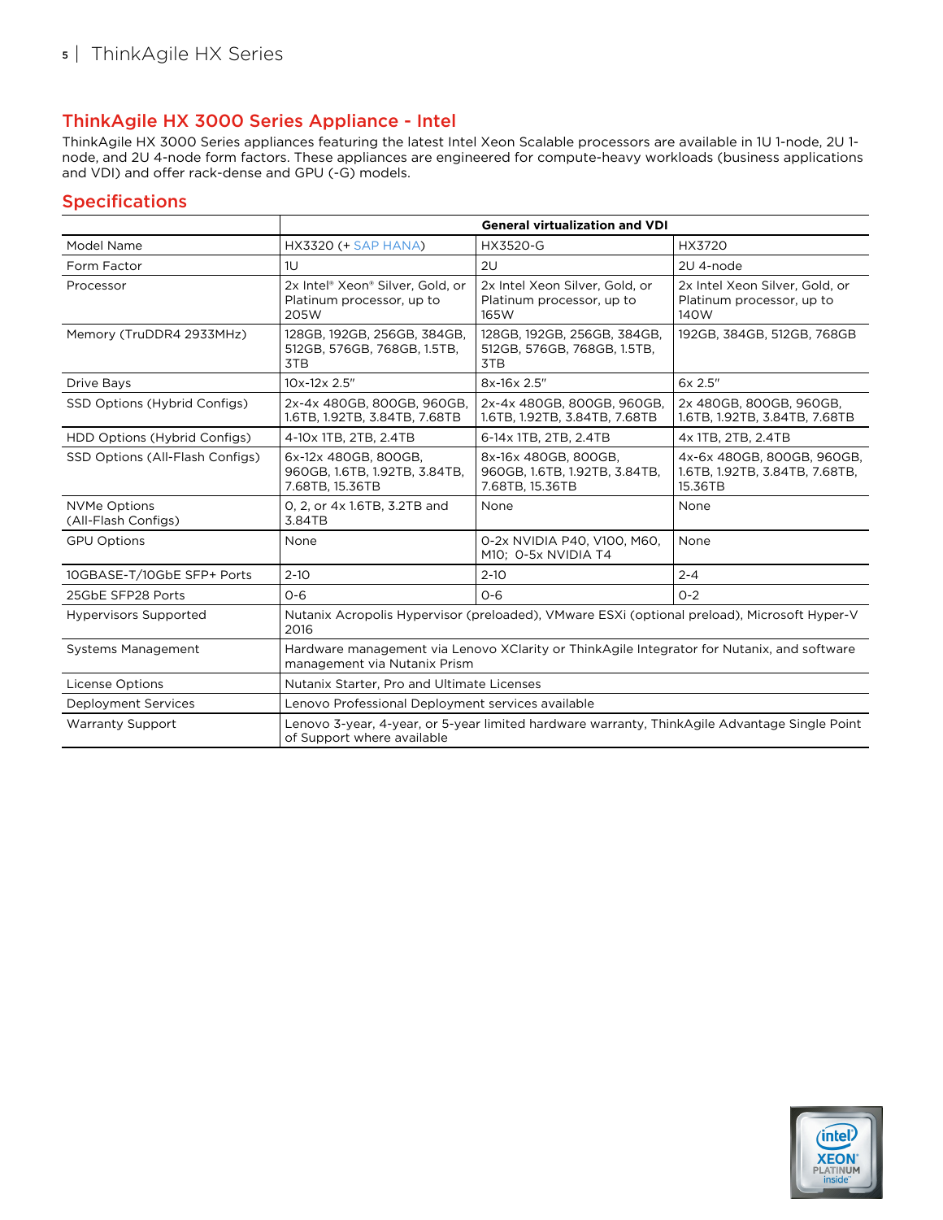## ThinkAgile HX 3000 Series Appliance - Intel

ThinkAgile HX 3000 Series appliances featuring the latest Intel Xeon Scalable processors are available in 1U 1-node, 2U 1-node, and 2U 4-node form factors. These appliances are engineered for compute-heavy workloads (business applications and VDI) and offer rack-dense and GPU (-G) models.

## Specifications

| | General virtualization and VDI | | |
|---|---|---|---|
| Model Name | HX3320 (+ SAP HANA) | HX3520-G | HX3720 |
| Form Factor | 1U | 2U | 2U 4-node |
| Processor | 2x Intel® Xeon® Silver, Gold, or Platinum processor, up to 205W | 2x Intel Xeon Silver, Gold, or Platinum processor, up to 165W | 2x Intel Xeon Silver, Gold, or Platinum processor, up to 140W |
| Memory (TruDDR4 2933MHz) | 128GB, 192GB, 256GB, 384GB, 512GB, 576GB, 768GB, 1.5TB, 3TB | 128GB, 192GB, 256GB, 384GB, 512GB, 576GB, 768GB, 1.5TB, 3TB | 192GB, 384GB, 512GB, 768GB |
| Drive Bays | 10x-12x 2.5" | 8x-16x 2.5" | 6x 2.5" |
| SSD Options (Hybrid Configs) | 2x-4x 480GB, 800GB, 960GB, 1.6TB, 1.92TB, 3.84TB, 7.68TB | 2x-4x 480GB, 800GB, 960GB, 1.6TB, 1.92TB, 3.84TB, 7.68TB | 2x 480GB, 800GB, 960GB, 1.6TB, 1.92TB, 3.84TB, 7.68TB |
| HDD Options (Hybrid Configs) | 4-10x 1TB, 2TB, 2.4TB | 6-14x 1TB, 2TB, 2.4TB | 4x 1TB, 2TB, 2.4TB |
| SSD Options (All-Flash Configs) | 6x-12x 480GB, 800GB, 960GB, 1.6TB, 1.92TB, 3.84TB, 7.68TB, 15.36TB | 8x-16x 480GB, 800GB, 960GB, 1.6TB, 1.92TB, 3.84TB, 7.68TB, 15.36TB | 4x-6x 480GB, 800GB, 960GB, 1.6TB, 1.92TB, 3.84TB, 7.68TB, 15.36TB |
| NVMe Options (All-Flash Configs) | 0, 2, or 4x 1.6TB, 3.2TB and 3.84TB | None | None |
| GPU Options | None | 0-2x NVIDIA P40, V100, M60, M10; 0-5x NVIDIA T4 | None |
| 10GBASE-T/10GbE SFP+ Ports | 2-10 | 2-10 | 2-4 |
| 25GbE SFP28 Ports | 0-6 | 0-6 | 0-2 |
| Hypervisors Supported | Nutanix Acropolis Hypervisor (preloaded), VMware ESXi (optional preload), Microsoft Hyper-V 2016 | | |
| Systems Management | Hardware management via Lenovo XClarity or ThinkAgile Integrator for Nutanix, and software management via Nutanix Prism | | |
| License Options | Nutanix Starter, Pro and Ultimate Licenses | | |
| Deployment Services | Lenovo Professional Deployment services available | | |
| Warranty Support | Lenovo 3-year, 4-year, or 5-year limited hardware warranty, ThinkAgile Advantage Single Point of Support where available | | |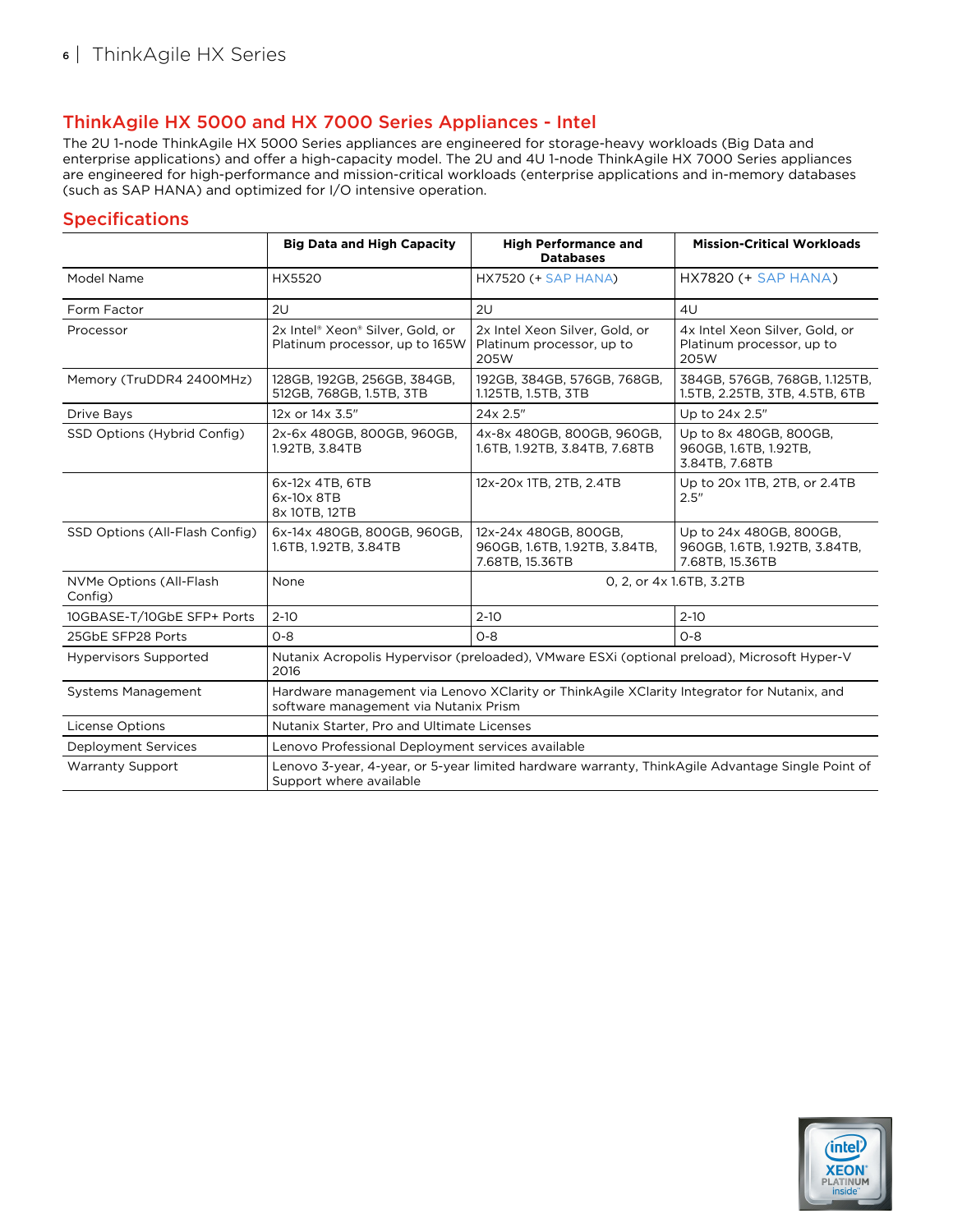## ThinkAgile HX 5000 and HX 7000 Series Appliances - Intel

The 2U 1-node ThinkAgile HX 5000 Series appliances are engineered for storage-heavy workloads (Big Data and enterprise applications) and offer a high-capacity model. The 2U and 4U 1-node ThinkAgile HX 7000 Series appliances are engineered for high-performance and mission-critical workloads (enterprise applications and in-memory databases (such as SAP HANA) and optimized for I/O intensive operation.

## Specifications

| | Big Data and High Capacity | High Performance and Databases | Mission-Critical Workloads |
|---|---|---|---|
| Model Name | HX5520 | HX7520 (+ SAP HANA) | HX7820 (+ SAP HANA) |
| Form Factor | 2U | 2U | 4U |
| Processor | 2x Intel® Xeon® Silver, Gold, or Platinum processor, up to 165W | 2x Intel Xeon Silver, Gold, or Platinum processor, up to 205W | 4x Intel Xeon Silver, Gold, or Platinum processor, up to 205W |
| Memory (TruDDR4 2400MHz) | 128GB, 192GB, 256GB, 384GB, 512GB, 768GB, 1.5TB, 3TB | 192GB, 384GB, 576GB, 768GB, 1.125TB, 1.5TB, 3TB | 384GB, 576GB, 768GB, 1.125TB, 1.5TB, 2.25TB, 3TB, 4.5TB, 6TB |
| Drive Bays | 12x or 14x 3.5" | 24x 2.5" | Up to 24x 2.5" |
| SSD Options (Hybrid Config) | 2x-6x 480GB, 800GB, 960GB, 1.92TB, 3.84TB | 4x-8x 480GB, 800GB, 960GB, 1.6TB, 1.92TB, 3.84TB, 7.68TB | Up to 8x 480GB, 800GB, 960GB, 1.6TB, 1.92TB, 3.84TB, 7.68TB |
| | 6x-12x 4TB, 6TB<br>6x-10x 8TB<br>8x 10TB, 12TB | 12x-20x 1TB, 2TB, 2.4TB | Up to 20x 1TB, 2TB, or 2.4TB 2.5" |
| SSD Options (All-Flash Config) | 6x-14x 480GB, 800GB, 960GB, 1.6TB, 1.92TB, 3.84TB | 12x-24x 480GB, 800GB, 960GB, 1.6TB, 1.92TB, 3.84TB, 7.68TB, 15.36TB | Up to 24x 480GB, 800GB, 960GB, 1.6TB, 1.92TB, 3.84TB, 7.68TB, 15.36TB |
| NVMe Options (All-Flash Config) | None | 0, 2, or 4x 1.6TB, 3.2TB | |
| 10GBASE-T/10GbE SFP+ Ports | 2-10 | 2-10 | 2-10 |
| 25GbE SFP28 Ports | 0-8 | 0-8 | 0-8 |
| Hypervisors Supported | Nutanix Acropolis Hypervisor (preloaded), VMware ESXi (optional preload), Microsoft Hyper-V 2016 | | |
| Systems Management | Hardware management via Lenovo XClarity or ThinkAgile XClarity Integrator for Nutanix, and software management via Nutanix Prism | | |
| License Options | Nutanix Starter, Pro and Ultimate Licenses | | |
| Deployment Services | Lenovo Professional Deployment services available | | |
| Warranty Support | Lenovo 3-year, 4-year, or 5-year limited hardware warranty, ThinkAgile Advantage Single Point of Support where available | | |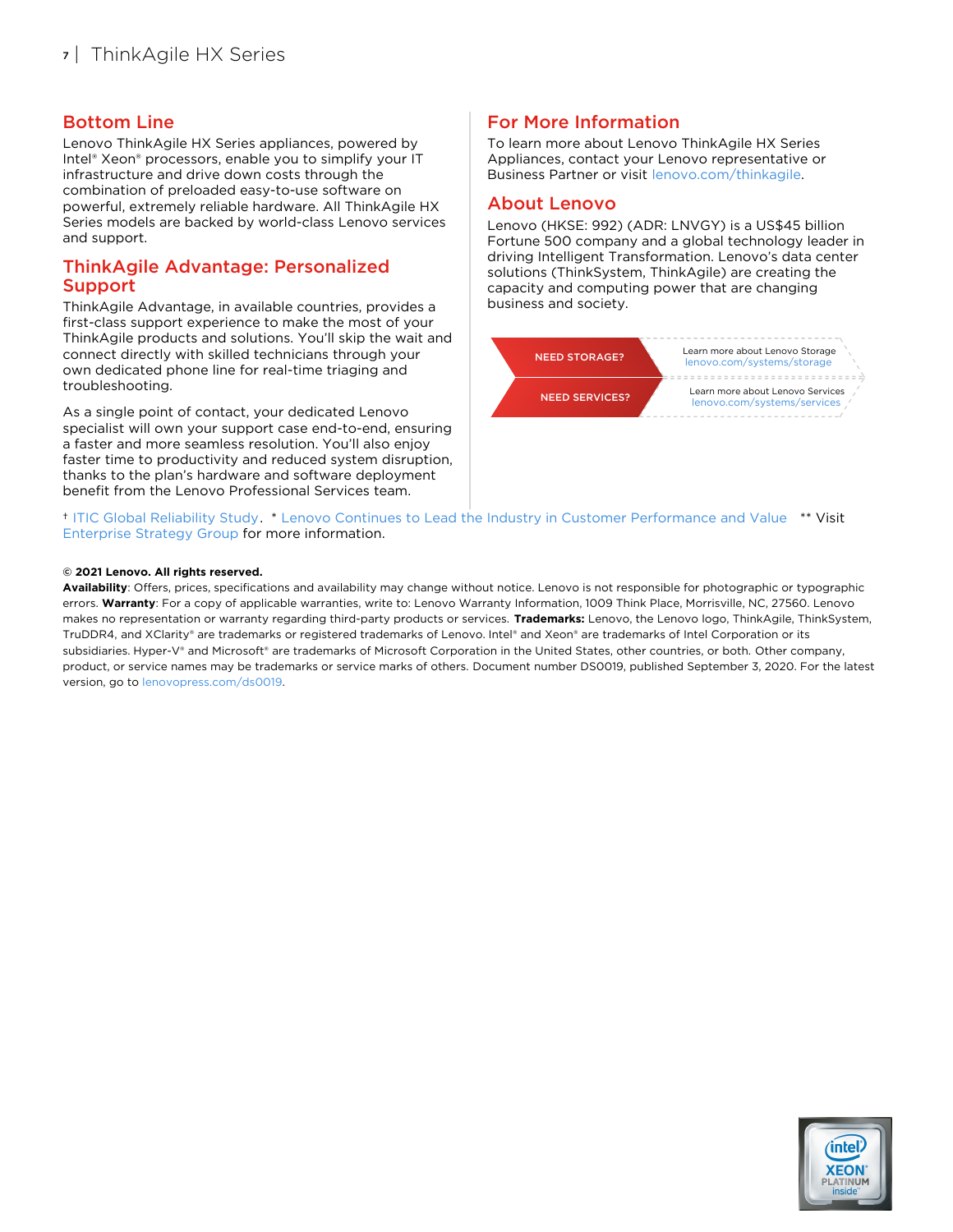## Bottom Line

Lenovo ThinkAgile HX Series appliances, powered by Intel® Xeon® processors, enable you to simplify your IT infrastructure and drive down costs through the combination of preloaded easy-to-use software on powerful, extremely reliable hardware. All ThinkAgile HX Series models are backed by world-class Lenovo services and support.

## ThinkAgile Advantage: Personalized Support

ThinkAgile Advantage, in available countries, provides a first-class support experience to make the most of your ThinkAgile products and solutions. You'll skip the wait and connect directly with skilled technicians through your own dedicated phone line for real-time triaging and troubleshooting.

As a single point of contact, your dedicated Lenovo specialist will own your support case end-to-end, ensuring a faster and more seamless resolution. You'll also enjoy faster time to productivity and reduced system disruption, thanks to the plan's hardware and software deployment benefit from the Lenovo Professional Services team.

## For More Information

To learn more about Lenovo ThinkAgile HX Series Appliances, contact your Lenovo representative or Business Partner or visit lenovo.com/thinkagile.

## About Lenovo

Lenovo (HKSE: 992) (ADR: LNVGY) is a US$45 billion Fortune 500 company and a global technology leader in driving Intelligent Transformation. Lenovo's data center solutions (ThinkSystem, ThinkAgile) are creating the capacity and computing power that are changing business and society.

NEED STORAGE? Learn more about Lenovo Storage lenovo.com/systems/storage

NEED SERVICES? Learn more about Lenovo Services lenovo.com/systems/services

† ITIC Global Reliability Study. * Lenovo Continues to Lead the Industry in Customer Performance and Value ** Visit Enterprise Strategy Group for more information.

**© 2021 Lenovo. All rights reserved.**
**Availability**: Offers, prices, specifications and availability may change without notice. Lenovo is not responsible for photographic or typographic errors. **Warranty**: For a copy of applicable warranties, write to: Lenovo Warranty Information, 1009 Think Place, Morrisville, NC, 27560. Lenovo makes no representation or warranty regarding third-party products or services. **Trademarks:** Lenovo, the Lenovo logo, ThinkAgile, ThinkSystem, TruDDR4, and XClarity® are trademarks or registered trademarks of Lenovo. Intel® and Xeon® are trademarks of Intel Corporation or its subsidiaries. Hyper-V® and Microsoft® are trademarks of Microsoft Corporation in the United States, other countries, or both. Other company, product, or service names may be trademarks or service marks of others. Document number DS0019, published September 3, 2020. For the latest version, go to lenovopress.com/ds0019.